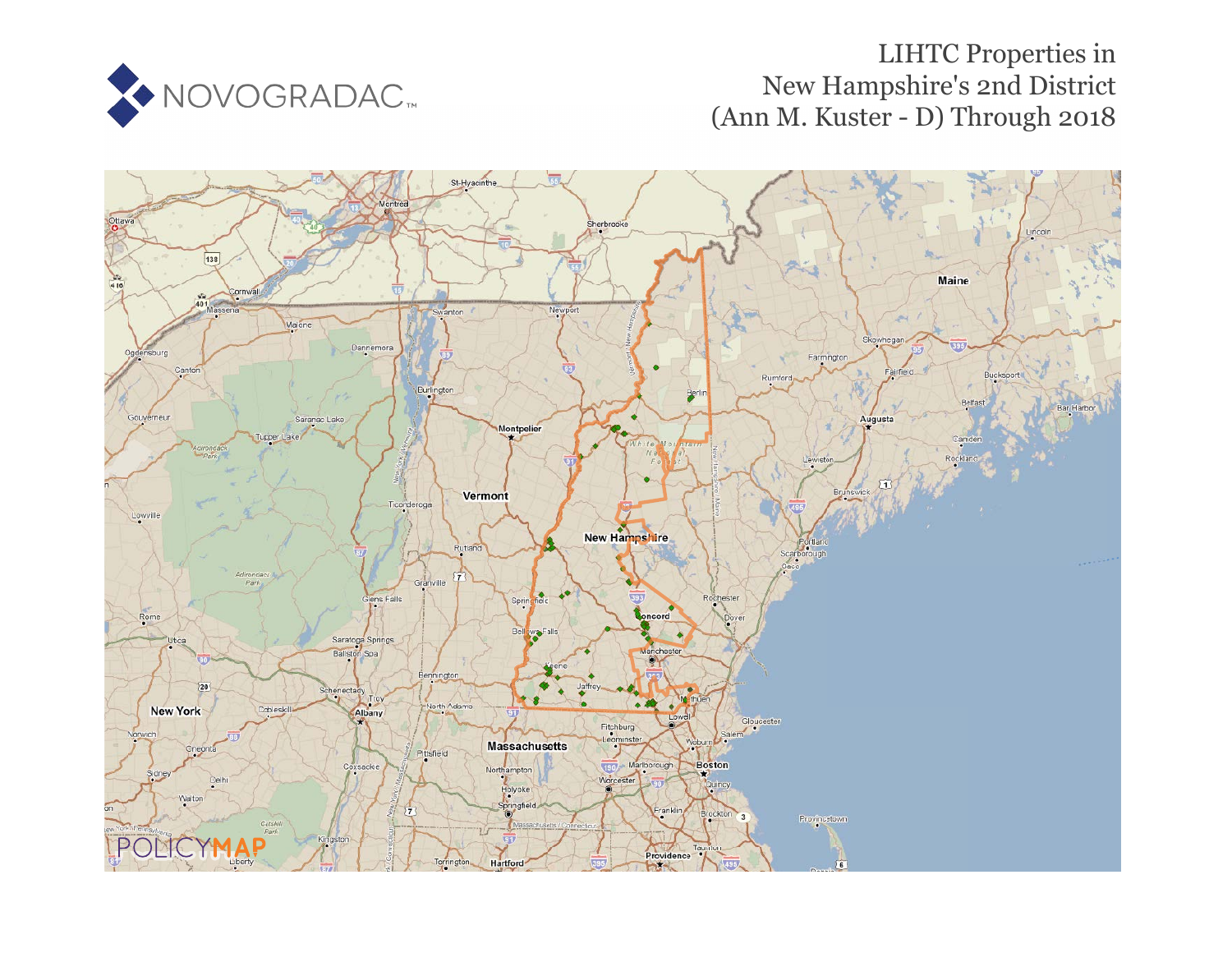NOVOGRADAC

# LIHTC Properties in New Hampshire's 2nd District (Ann M. Kuster - D) Through 2018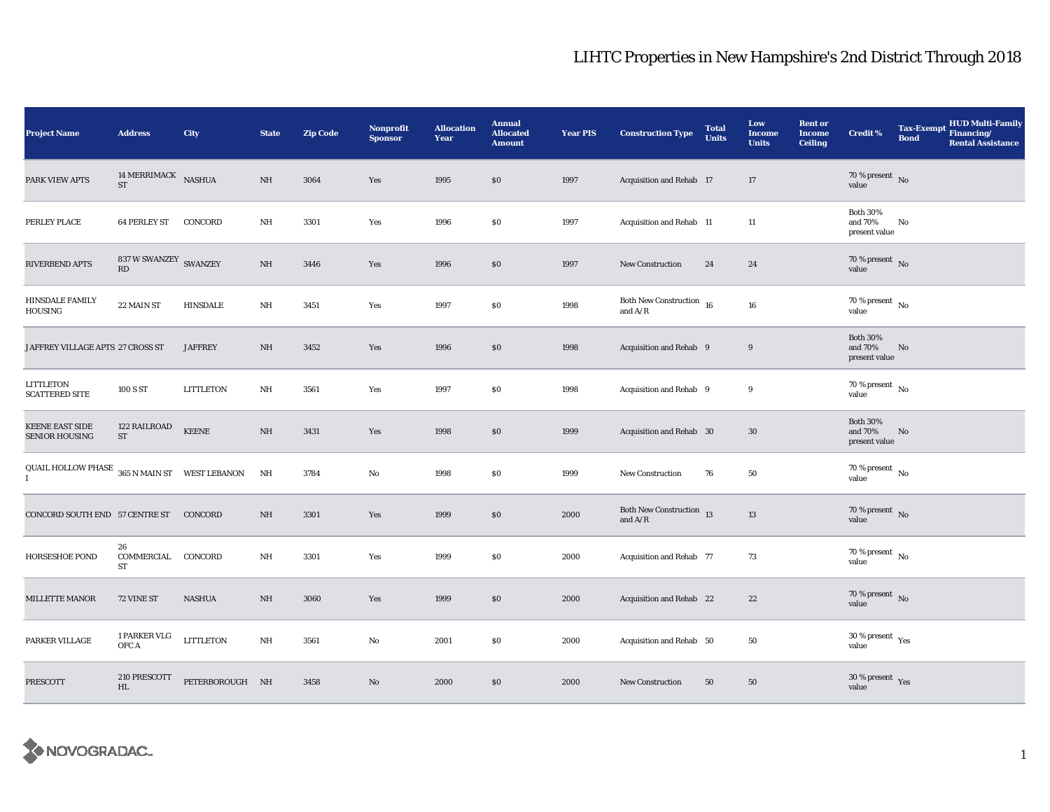# LIHTC Properties in New Hampshire's 2nd District Through 2018

| Project Name | Address | City | State | Zip Code | Nonprofit Sponsor | Allocation Year | Annual Allocated Amount | Year PIS | Construction Type | Total Units | Low Income Units | Rent or Income Ceiling | Credit % | Tax-Exempt Bond | HUD Multi-Family Financing/ Rental Assistance |
|---|---|---|---|---|---|---|---|---|---|---|---|---|---|---|---|
| PARK VIEW APTS | 14 MERRIMACK ST | NASHUA | NH | 3064 | Yes | 1995 | $0 | 1997 | Acquisition and Rehab | 17 | 17 | | 70 % present value | No | |
| PERLEY PLACE | 64 PERLEY ST | CONCORD | NH | 3301 | Yes | 1996 | $0 | 1997 | Acquisition and Rehab | 11 | 11 | | Both 30% and 70% present value | No | |
| RIVERBEND APTS | 837 W SWANZEY RD | SWANZEY | NH | 3446 | Yes | 1996 | $0 | 1997 | New Construction | 24 | 24 | | 70 % present value | No | |
| HINSDALE FAMILY HOUSING | 22 MAIN ST | HINSDALE | NH | 3451 | Yes | 1997 | $0 | 1998 | Both New Construction and A/R | 16 | 16 | | 70 % present value | No | |
| JAFFREY VILLAGE APTS | 27 CROSS ST | JAFFREY | NH | 3452 | Yes | 1996 | $0 | 1998 | Acquisition and Rehab | 9 | 9 | | Both 30% and 70% present value | No | |
| LITTLETON SCATTERED SITE | 100 S ST | LITTLETON | NH | 3561 | Yes | 1997 | $0 | 1998 | Acquisition and Rehab | 9 | 9 | | 70 % present value | No | |
| KEENE EAST SIDE SENIOR HOUSING | 122 RAILROAD ST | KEENE | NH | 3431 | Yes | 1998 | $0 | 1999 | Acquisition and Rehab | 30 | 30 | | Both 30% and 70% present value | No | |
| QUAIL HOLLOW PHASE I | 365 N MAIN ST | WEST LEBANON | NH | 3784 | No | 1998 | $0 | 1999 | New Construction | 76 | 50 | | 70 % present value | No | |
| CONCORD SOUTH END | 57 CENTRE ST | CONCORD | NH | 3301 | Yes | 1999 | $0 | 2000 | Both New Construction and A/R | 13 | 13 | | 70 % present value | No | |
| HORSESHOE POND | 26 COMMERCIAL ST | CONCORD | NH | 3301 | Yes | 1999 | $0 | 2000 | Acquisition and Rehab | 77 | 73 | | 70 % present value | No | |
| MILLETTE MANOR | 72 VINE ST | NASHUA | NH | 3060 | Yes | 1999 | $0 | 2000 | Acquisition and Rehab | 22 | 22 | | 70 % present value | No | |
| PARKER VILLAGE | 1 PARKER VLG OFC A | LITTLETON | NH | 3561 | No | 2001 | $0 | 2000 | Acquisition and Rehab | 50 | 50 | | 30 % present value | Yes | |
| PRESCOTT | 210 PRESCOTT HL | PETERBOROUGH | NH | 3458 | No | 2000 | $0 | 2000 | New Construction | 50 | 50 | | 30 % present value | Yes | |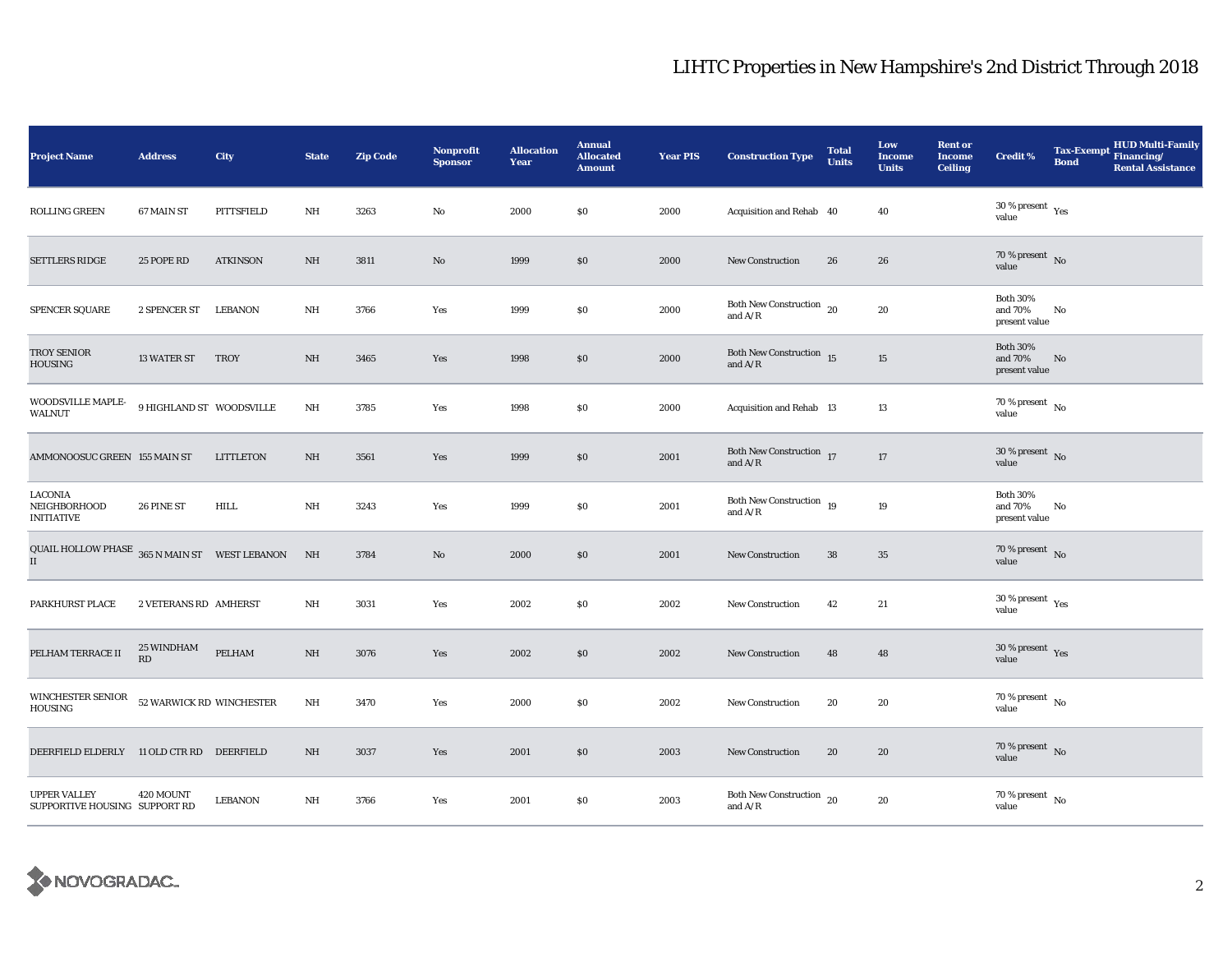# LIHTC Properties in New Hampshire's 2nd District Through 2018

| Project Name | Address | City | State | Zip Code | Nonprofit Sponsor | Allocation Year | Annual Allocated Amount | Year PIS | Construction Type | Total Units | Low Income Units | Rent or Income Ceiling | Credit % | Tax-Exempt Bond | HUD Multi-Family Financing/ Rental Assistance |
|---|---|---|---|---|---|---|---|---|---|---|---|---|---|---|---|
| ROLLING GREEN | 67 MAIN ST | PITTSFIELD | NH | 3263 | No | 2000 | $0 | 2000 | Acquisition and Rehab | 40 | 40 | | 30 % present value | Yes | |
| SETTLERS RIDGE | 25 POPE RD | ATKINSON | NH | 3811 | No | 1999 | $0 | 2000 | New Construction | 26 | 26 | | 70 % present value | No | |
| SPENCER SQUARE | 2 SPENCER ST | LEBANON | NH | 3766 | Yes | 1999 | $0 | 2000 | Both New Construction and A/R | 20 | 20 | | Both 30% and 70% present value | No | |
| TROY SENIOR HOUSING | 13 WATER ST | TROY | NH | 3465 | Yes | 1998 | $0 | 2000 | Both New Construction and A/R | 15 | 15 | | Both 30% and 70% present value | No | |
| WOODSVILLE MAPLE-WALNUT | 9 HIGHLAND ST | WOODSVILLE | NH | 3785 | Yes | 1998 | $0 | 2000 | Acquisition and Rehab | 13 | 13 | | 70 % present value | No | |
| AMMONOOSUC GREEN | 155 MAIN ST | LITTLETON | NH | 3561 | Yes | 1999 | $0 | 2001 | Both New Construction and A/R | 17 | 17 | | 30 % present value | No | |
| LACONIA NEIGHBORHOOD INITIATIVE | 26 PINE ST | HILL | NH | 3243 | Yes | 1999 | $0 | 2001 | Both New Construction and A/R | 19 | 19 | | Both 30% and 70% present value | No | |
| QUAIL HOLLOW PHASE II | 365 N MAIN ST | WEST LEBANON | NH | 3784 | No | 2000 | $0 | 2001 | New Construction | 38 | 35 | | 70 % present value | No | |
| PARKHURST PLACE | 2 VETERANS RD | AMHERST | NH | 3031 | Yes | 2002 | $0 | 2002 | New Construction | 42 | 21 | | 30 % present value | Yes | |
| PELHAM TERRACE II | 25 WINDHAM RD | PELHAM | NH | 3076 | Yes | 2002 | $0 | 2002 | New Construction | 48 | 48 | | 30 % present value | Yes | |
| WINCHESTER SENIOR HOUSING | 52 WARWICK RD | WINCHESTER | NH | 3470 | Yes | 2000 | $0 | 2002 | New Construction | 20 | 20 | | 70 % present value | No | |
| DEERFIELD ELDERLY | 11 OLD CTR RD | DEERFIELD | NH | 3037 | Yes | 2001 | $0 | 2003 | New Construction | 20 | 20 | | 70 % present value | No | |
| UPPER VALLEY SUPPORTIVE HOUSING | 420 MOUNT SUPPORT RD | LEBANON | NH | 3766 | Yes | 2001 | $0 | 2003 | Both New Construction and A/R | 20 | 20 | | 70 % present value | No | |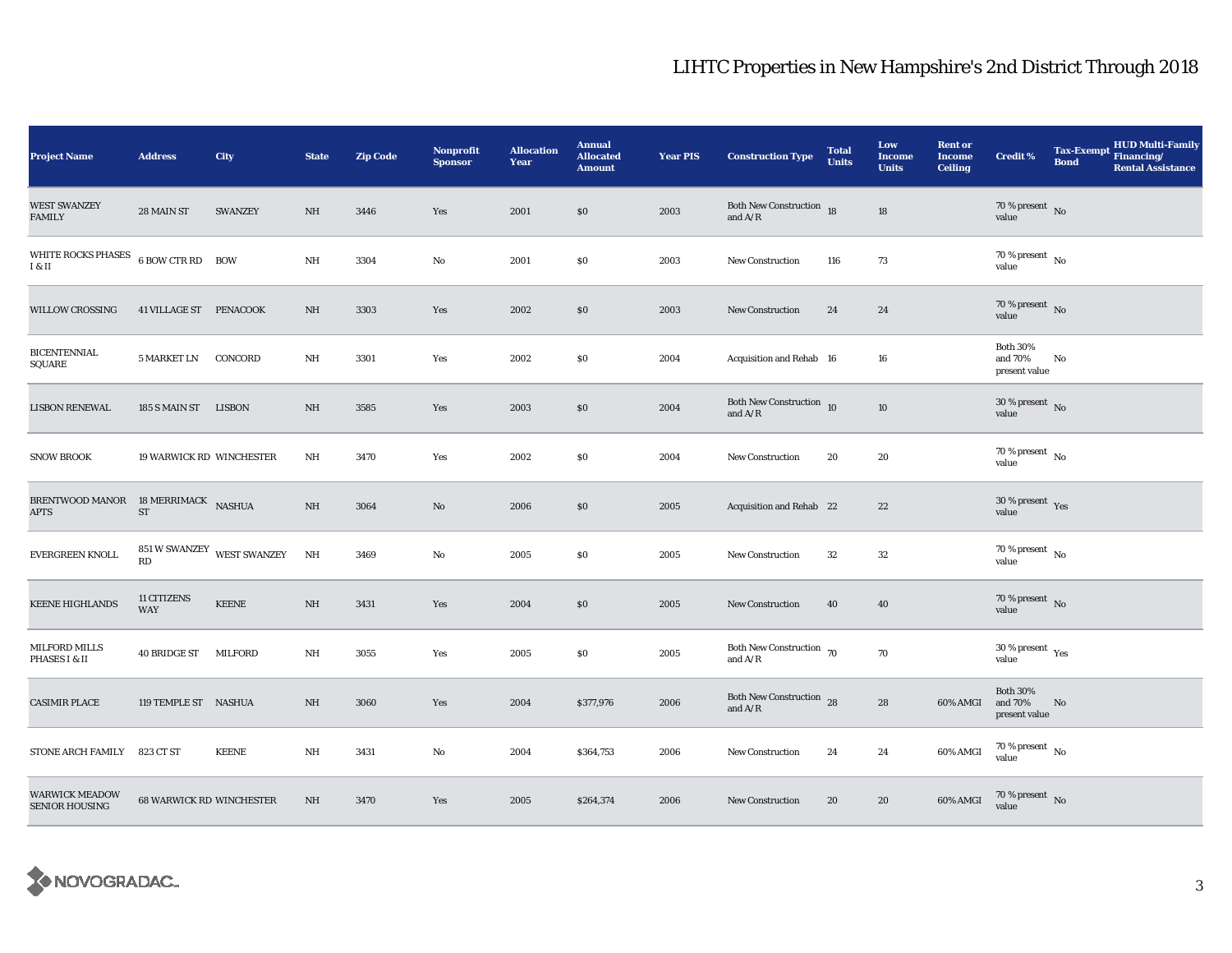# LIHTC Properties in New Hampshire's 2nd District Through 2018

| Project Name | Address | City | State | Zip Code | Nonprofit Sponsor | Allocation Year | Annual Allocated Amount | Year PIS | Construction Type | Total Units | Low Income Units | Rent or Income Ceiling | Credit % | Tax-Exempt Bond | HUD Multi-Family Financing/ Rental Assistance |
|---|---|---|---|---|---|---|---|---|---|---|---|---|---|---|---|
| WEST SWANZEY FAMILY | 28 MAIN ST | SWANZEY | NH | 3446 | Yes | 2001 | $0 | 2003 | Both New Construction and A/R | 18 | 18 | | 70 % present value | No | |
| WHITE ROCKS PHASES I & II | 6 BOW CTR RD | BOW | NH | 3304 | No | 2001 | $0 | 2003 | New Construction | 116 | 73 | | 70 % present value | No | |
| WILLOW CROSSING | 41 VILLAGE ST | PENACOOK | NH | 3303 | Yes | 2002 | $0 | 2003 | New Construction | 24 | 24 | | 70 % present value | No | |
| BICENTENNIAL SQUARE | 5 MARKET LN | CONCORD | NH | 3301 | Yes | 2002 | $0 | 2004 | Acquisition and Rehab | 16 | 16 | | Both 30% and 70% present value | No | |
| LISBON RENEWAL | 185 S MAIN ST | LISBON | NH | 3585 | Yes | 2003 | $0 | 2004 | Both New Construction and A/R | 10 | 10 | | 30 % present value | No | |
| SNOW BROOK | 19 WARWICK RD | WINCHESTER | NH | 3470 | Yes | 2002 | $0 | 2004 | New Construction | 20 | 20 | | 70 % present value | No | |
| BRENTWOOD MANOR APTS | 18 MERRIMACK ST | NASHUA | NH | 3064 | No | 2006 | $0 | 2005 | Acquisition and Rehab | 22 | 22 | | 30 % present value | Yes | |
| EVERGREEN KNOLL | 851 W SWANZEY RD | WEST SWANZEY | NH | 3469 | No | 2005 | $0 | 2005 | New Construction | 32 | 32 | | 70 % present value | No | |
| KEENE HIGHLANDS | 11 CITIZENS WAY | KEENE | NH | 3431 | Yes | 2004 | $0 | 2005 | New Construction | 40 | 40 | | 70 % present value | No | |
| MILFORD MILLS PHASES I & II | 40 BRIDGE ST | MILFORD | NH | 3055 | Yes | 2005 | $0 | 2005 | Both New Construction and A/R | 70 | 70 | | 30 % present value | Yes | |
| CASIMIR PLACE | 119 TEMPLE ST | NASHUA | NH | 3060 | Yes | 2004 | $377,976 | 2006 | Both New Construction and A/R | 28 | 28 | 60% AMGI | Both 30% and 70% present value | No | |
| STONE ARCH FAMILY | 823 CT ST | KEENE | NH | 3431 | No | 2004 | $364,753 | 2006 | New Construction | 24 | 24 | 60% AMGI | 70 % present value | No | |
| WARWICK MEADOW SENIOR HOUSING | 68 WARWICK RD | WINCHESTER | NH | 3470 | Yes | 2005 | $264,374 | 2006 | New Construction | 20 | 20 | 60% AMGI | 70 % present value | No | |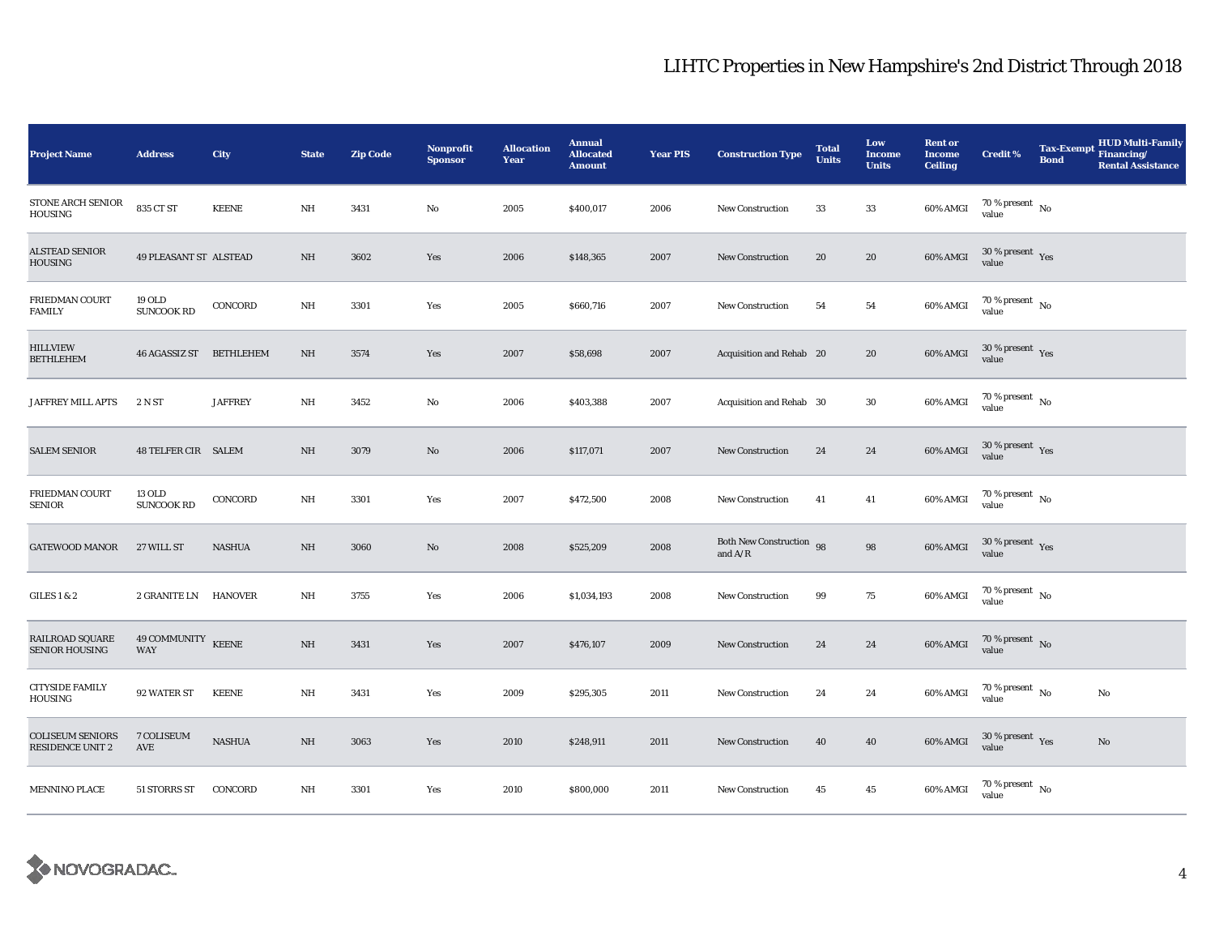# LIHTC Properties in New Hampshire's 2nd District Through 2018

| Project Name | Address | City | State | Zip Code | Nonprofit Sponsor | Allocation Year | Annual Allocated Amount | Year PIS | Construction Type | Total Units | Low Income Units | Rent or Income Ceiling | Credit % | Tax-Exempt Bond | HUD Multi-Family Financing/ Rental Assistance |
|---|---|---|---|---|---|---|---|---|---|---|---|---|---|---|---|
| STONE ARCH SENIOR HOUSING | 835 CT ST | KEENE | NH | 3431 | No | 2005 | $400,017 | 2006 | New Construction | 33 | 33 | 60% AMGI | 70 % present value | No | |
| ALSTEAD SENIOR HOUSING | 49 PLEASANT ST | ALSTEAD | NH | 3602 | Yes | 2006 | $148,365 | 2007 | New Construction | 20 | 20 | 60% AMGI | 30 % present value | Yes | |
| FRIEDMAN COURT FAMILY | 19 OLD SUNCOOK RD | CONCORD | NH | 3301 | Yes | 2005 | $660,716 | 2007 | New Construction | 54 | 54 | 60% AMGI | 70 % present value | No | |
| HILLVIEW BETHLEHEM | 46 AGASSIZ ST | BETHLEHEM | NH | 3574 | Yes | 2007 | $58,698 | 2007 | Acquisition and Rehab | 20 | 20 | 60% AMGI | 30 % present value | Yes | |
| JAFFREY MILL APTS | 2 N ST | JAFFREY | NH | 3452 | No | 2006 | $403,388 | 2007 | Acquisition and Rehab | 30 | 30 | 60% AMGI | 70 % present value | No | |
| SALEM SENIOR | 48 TELFER CIR | SALEM | NH | 3079 | No | 2006 | $117,071 | 2007 | New Construction | 24 | 24 | 60% AMGI | 30 % present value | Yes | |
| FRIEDMAN COURT SENIOR | 13 OLD SUNCOOK RD | CONCORD | NH | 3301 | Yes | 2007 | $472,500 | 2008 | New Construction | 41 | 41 | 60% AMGI | 70 % present value | No | |
| GATEWOOD MANOR | 27 WILL ST | NASHUA | NH | 3060 | No | 2008 | $525,209 | 2008 | Both New Construction and A/R | 98 | 98 | 60% AMGI | 30 % present value | Yes | |
| GILES 1 & 2 | 2 GRANITE LN | HANOVER | NH | 3755 | Yes | 2006 | $1,034,193 | 2008 | New Construction | 99 | 75 | 60% AMGI | 70 % present value | No | |
| RAILROAD SQUARE SENIOR HOUSING | 49 COMMUNITY WAY | KEENE | NH | 3431 | Yes | 2007 | $476,107 | 2009 | New Construction | 24 | 24 | 60% AMGI | 70 % present value | No | |
| CITYSIDE FAMILY HOUSING | 92 WATER ST | KEENE | NH | 3431 | Yes | 2009 | $295,305 | 2011 | New Construction | 24 | 24 | 60% AMGI | 70 % present value | No | No |
| COLISEUM SENIORS RESIDENCE UNIT 2 | 7 COLISEUM AVE | NASHUA | NH | 3063 | Yes | 2010 | $248,911 | 2011 | New Construction | 40 | 40 | 60% AMGI | 30 % present value | Yes | No |
| MENNINO PLACE | 51 STORRS ST | CONCORD | NH | 3301 | Yes | 2010 | $800,000 | 2011 | New Construction | 45 | 45 | 60% AMGI | 70 % present value | No | |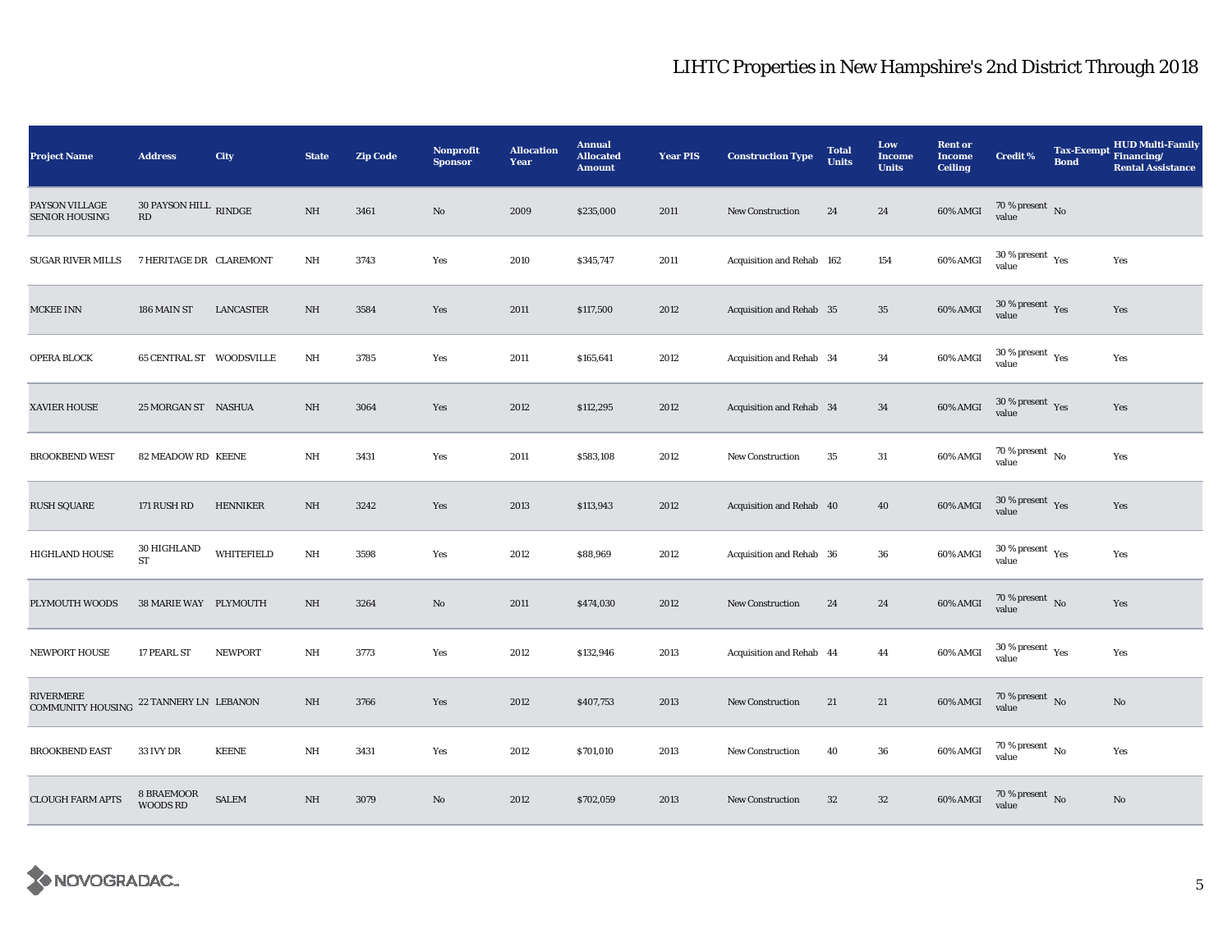# LIHTC Properties in New Hampshire's 2nd District Through 2018

| Project Name | Address | City | State | Zip Code | Nonprofit Sponsor | Allocation Year | Annual Allocated Amount | Year PIS | Construction Type | Total Units | Low Income Units | Rent or Income Ceiling | Credit % | Tax-Exempt Bond | HUD Multi-Family Financing/ Rental Assistance |
|---|---|---|---|---|---|---|---|---|---|---|---|---|---|---|---|
| PAYSON VILLAGE SENIOR HOUSING | 30 PAYSON HILL RD | RINDGE | NH | 3461 | No | 2009 | $235,000 | 2011 | New Construction | 24 | 24 | 60% AMGI | 70 % present value | No | |
| SUGAR RIVER MILLS | 7 HERITAGE DR | CLAREMONT | NH | 3743 | Yes | 2010 | $345,747 | 2011 | Acquisition and Rehab | 162 | 154 | 60% AMGI | 30 % present value | Yes | Yes |
| MCKEE INN | 186 MAIN ST | LANCASTER | NH | 3584 | Yes | 2011 | $117,500 | 2012 | Acquisition and Rehab | 35 | 35 | 60% AMGI | 30 % present value | Yes | Yes |
| OPERA BLOCK | 65 CENTRAL ST | WOODSVILLE | NH | 3785 | Yes | 2011 | $165,641 | 2012 | Acquisition and Rehab | 34 | 34 | 60% AMGI | 30 % present value | Yes | Yes |
| XAVIER HOUSE | 25 MORGAN ST | NASHUA | NH | 3064 | Yes | 2012 | $112,295 | 2012 | Acquisition and Rehab | 34 | 34 | 60% AMGI | 30 % present value | Yes | Yes |
| BROOKBEND WEST | 82 MEADOW RD | KEENE | NH | 3431 | Yes | 2011 | $583,108 | 2012 | New Construction | 35 | 31 | 60% AMGI | 70 % present value | No | Yes |
| RUSH SQUARE | 171 RUSH RD | HENNIKER | NH | 3242 | Yes | 2013 | $113,943 | 2012 | Acquisition and Rehab | 40 | 40 | 60% AMGI | 30 % present value | Yes | Yes |
| HIGHLAND HOUSE | 30 HIGHLAND ST | WHITEFIELD | NH | 3598 | Yes | 2012 | $88,969 | 2012 | Acquisition and Rehab | 36 | 36 | 60% AMGI | 30 % present value | Yes | Yes |
| PLYMOUTH WOODS | 38 MARIE WAY | PLYMOUTH | NH | 3264 | No | 2011 | $474,030 | 2012 | New Construction | 24 | 24 | 60% AMGI | 70 % present value | No | Yes |
| NEWPORT HOUSE | 17 PEARL ST | NEWPORT | NH | 3773 | Yes | 2012 | $132,946 | 2013 | Acquisition and Rehab | 44 | 44 | 60% AMGI | 30 % present value | Yes | Yes |
| RIVERMERE COMMUNITY HOUSING | 22 TANNERY LN | LEBANON | NH | 3766 | Yes | 2012 | $407,753 | 2013 | New Construction | 21 | 21 | 60% AMGI | 70 % present value | No | No |
| BROOKBEND EAST | 33 IVY DR | KEENE | NH | 3431 | Yes | 2012 | $701,010 | 2013 | New Construction | 40 | 36 | 60% AMGI | 70 % present value | No | Yes |
| CLOUGH FARM APTS | 8 BRAEMOOR WOODS RD | SALEM | NH | 3079 | No | 2012 | $702,059 | 2013 | New Construction | 32 | 32 | 60% AMGI | 70 % present value | No | No |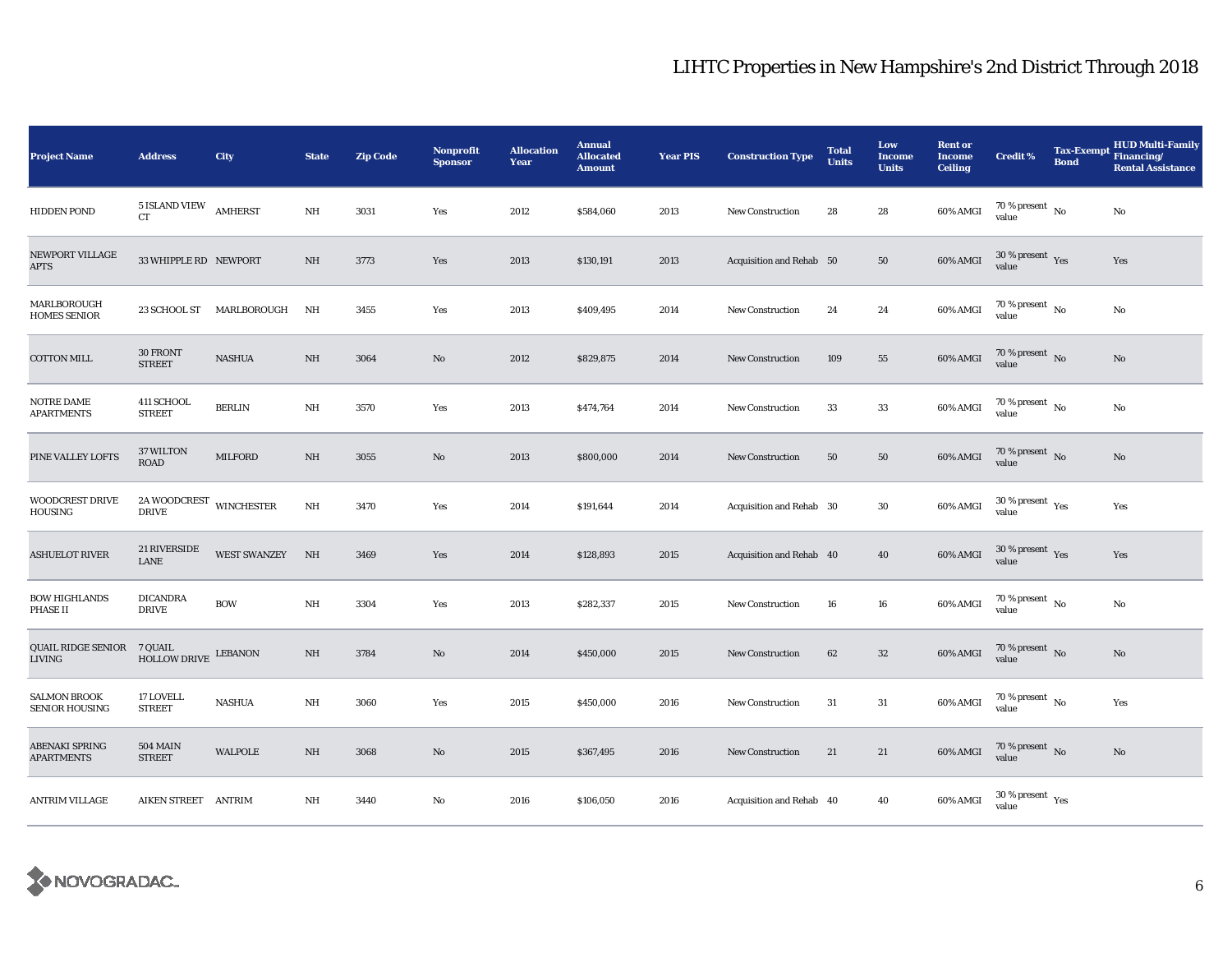# LIHTC Properties in New Hampshire's 2nd District Through 2018

| Project Name | Address | City | State | Zip Code | Nonprofit Sponsor | Allocation Year | Annual Allocated Amount | Year PIS | Construction Type | Total Units | Low Income Units | Rent or Income Ceiling | Credit % | Tax-Exempt Bond | HUD Multi-Family Financing/ Rental Assistance |
|---|---|---|---|---|---|---|---|---|---|---|---|---|---|---|---|
| HIDDEN POND | 5 ISLAND VIEW CT | AMHERST | NH | 3031 | Yes | 2012 | $584,060 | 2013 | New Construction | 28 | 28 | 60% AMGI | 70 % present value | No | No |
| NEWPORT VILLAGE APTS | 33 WHIPPLE RD | NEWPORT | NH | 3773 | Yes | 2013 | $130,191 | 2013 | Acquisition and Rehab | 50 | 50 | 60% AMGI | 30 % present value | Yes | Yes |
| MARLBOROUGH HOMES SENIOR | 23 SCHOOL ST | MARLBOROUGH | NH | 3455 | Yes | 2013 | $409,495 | 2014 | New Construction | 24 | 24 | 60% AMGI | 70 % present value | No | No |
| COTTON MILL | 30 FRONT STREET | NASHUA | NH | 3064 | No | 2012 | $829,875 | 2014 | New Construction | 109 | 55 | 60% AMGI | 70 % present value | No | No |
| NOTRE DAME APARTMENTS | 411 SCHOOL STREET | BERLIN | NH | 3570 | Yes | 2013 | $474,764 | 2014 | New Construction | 33 | 33 | 60% AMGI | 70 % present value | No | No |
| PINE VALLEY LOFTS | 37 WILTON ROAD | MILFORD | NH | 3055 | No | 2013 | $800,000 | 2014 | New Construction | 50 | 50 | 60% AMGI | 70 % present value | No | No |
| WOODCREST DRIVE HOUSING | 2A WOODCREST DRIVE | WINCHESTER | NH | 3470 | Yes | 2014 | $191,644 | 2014 | Acquisition and Rehab | 30 | 30 | 60% AMGI | 30 % present value | Yes | Yes |
| ASHUELOT RIVER | 21 RIVERSIDE LANE | WEST SWANZEY | NH | 3469 | Yes | 2014 | $128,893 | 2015 | Acquisition and Rehab | 40 | 40 | 60% AMGI | 30 % present value | Yes | Yes |
| BOW HIGHLANDS PHASE II | DICANDRA DRIVE | BOW | NH | 3304 | Yes | 2013 | $282,337 | 2015 | New Construction | 16 | 16 | 60% AMGI | 70 % present value | No | No |
| QUAIL RIDGE SENIOR LIVING | 7 QUAIL HOLLOW DRIVE | LEBANON | NH | 3784 | No | 2014 | $450,000 | 2015 | New Construction | 62 | 32 | 60% AMGI | 70 % present value | No | No |
| SALMON BROOK SENIOR HOUSING | 17 LOVELL STREET | NASHUA | NH | 3060 | Yes | 2015 | $450,000 | 2016 | New Construction | 31 | 31 | 60% AMGI | 70 % present value | No | Yes |
| ABENAKI SPRING APARTMENTS | 504 MAIN STREET | WALPOLE | NH | 3068 | No | 2015 | $367,495 | 2016 | New Construction | 21 | 21 | 60% AMGI | 70 % present value | No | No |
| ANTRIM VILLAGE | AIKEN STREET | ANTRIM | NH | 3440 | No | 2016 | $106,050 | 2016 | Acquisition and Rehab | 40 | 40 | 60% AMGI | 30 % present value | Yes | |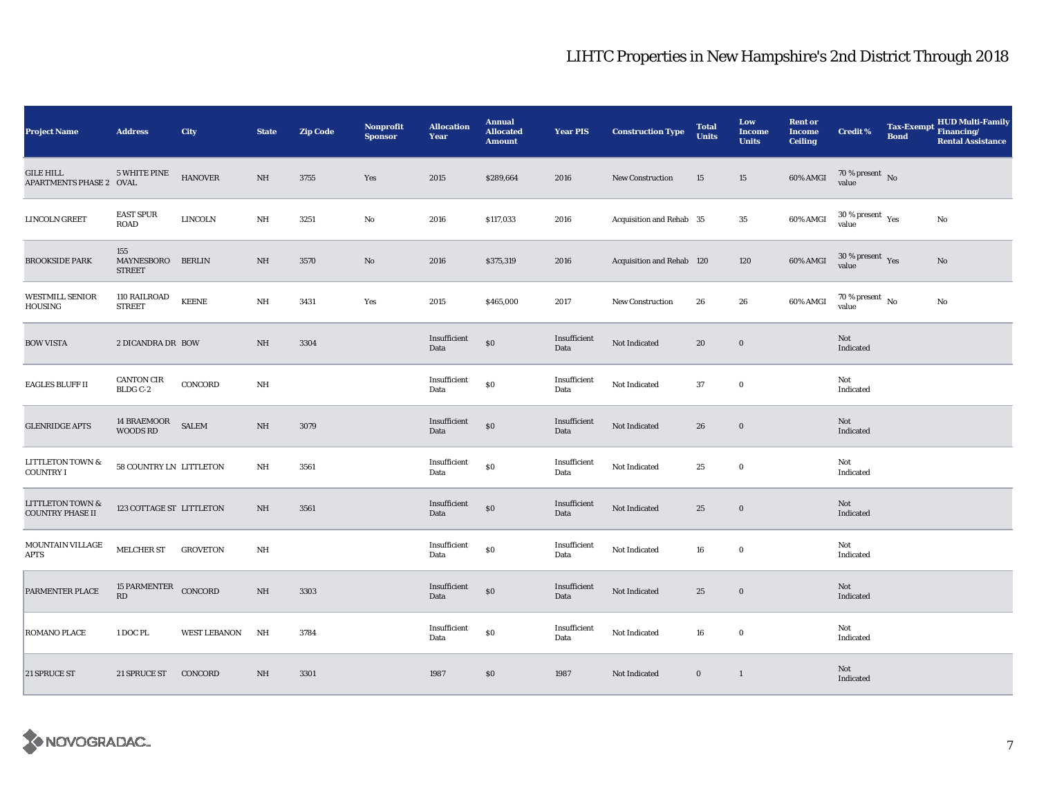# LIHTC Properties in New Hampshire's 2nd District Through 2018

| Project Name | Address | City | State | Zip Code | Nonprofit Sponsor | Allocation Year | Annual Allocated Amount | Year PIS | Construction Type | Total Units | Low Income Units | Rent or Income Ceiling | Credit % | Tax-Exempt Bond | HUD Multi-Family Financing/ Rental Assistance |
|---|---|---|---|---|---|---|---|---|---|---|---|---|---|---|---|
| GILE HILL APARTMENTS PHASE 2 | 5 WHITE PINE OVAL | HANOVER | NH | 3755 | Yes | 2015 | $289,664 | 2016 | New Construction | 15 | 15 | 60% AMGI | 70 % present value | No | |
| LINCOLN GREET | EAST SPUR ROAD | LINCOLN | NH | 3251 | No | 2016 | $117,033 | 2016 | Acquisition and Rehab | 35 | 35 | 60% AMGI | 30 % present value | Yes | No |
| BROOKSIDE PARK | 155 MAYNESBORO STREET | BERLIN | NH | 3570 | No | 2016 | $375,319 | 2016 | Acquisition and Rehab | 120 | 120 | 60% AMGI | 30 % present value | Yes | No |
| WESTMILL SENIOR HOUSING | 110 RAILROAD STREET | KEENE | NH | 3431 | Yes | 2015 | $465,000 | 2017 | New Construction | 26 | 26 | 60% AMGI | 70 % present value | No | No |
| BOW VISTA | 2 DICANDRA DR | BOW | NH | 3304 | | Insufficient Data | $0 | Insufficient Data | Not Indicated | 20 | 0 | | Not Indicated | | |
| EAGLES BLUFF II | CANTON CIR BLDG C-2 | CONCORD | NH | | | Insufficient Data | $0 | Insufficient Data | Not Indicated | 37 | 0 | | Not Indicated | | |
| GLENRIDGE APTS | 14 BRAEMOOR WOODS RD | SALEM | NH | 3079 | | Insufficient Data | $0 | Insufficient Data | Not Indicated | 26 | 0 | | Not Indicated | | |
| LITTLETON TOWN & COUNTRY I | 58 COUNTRY LN | LITTLETON | NH | 3561 | | Insufficient Data | $0 | Insufficient Data | Not Indicated | 25 | 0 | | Not Indicated | | |
| LITTLETON TOWN & COUNTRY PHASE II | 123 COTTAGE ST | LITTLETON | NH | 3561 | | Insufficient Data | $0 | Insufficient Data | Not Indicated | 25 | 0 | | Not Indicated | | |
| MOUNTAIN VILLAGE APTS | MELCHER ST | GROVETON | NH | | | Insufficient Data | $0 | Insufficient Data | Not Indicated | 16 | 0 | | Not Indicated | | |
| PARMENTER PLACE | 15 PARMENTER RD | CONCORD | NH | 3303 | | Insufficient Data | $0 | Insufficient Data | Not Indicated | 25 | 0 | | Not Indicated | | |
| ROMANO PLACE | 1 DOC PL | WEST LEBANON | NH | 3784 | | Insufficient Data | $0 | Insufficient Data | Not Indicated | 16 | 0 | | Not Indicated | | |
| 21 SPRUCE ST | 21 SPRUCE ST | CONCORD | NH | 3301 | | 1987 | $0 | 1987 | Not Indicated | 0 | 1 | | Not Indicated | | |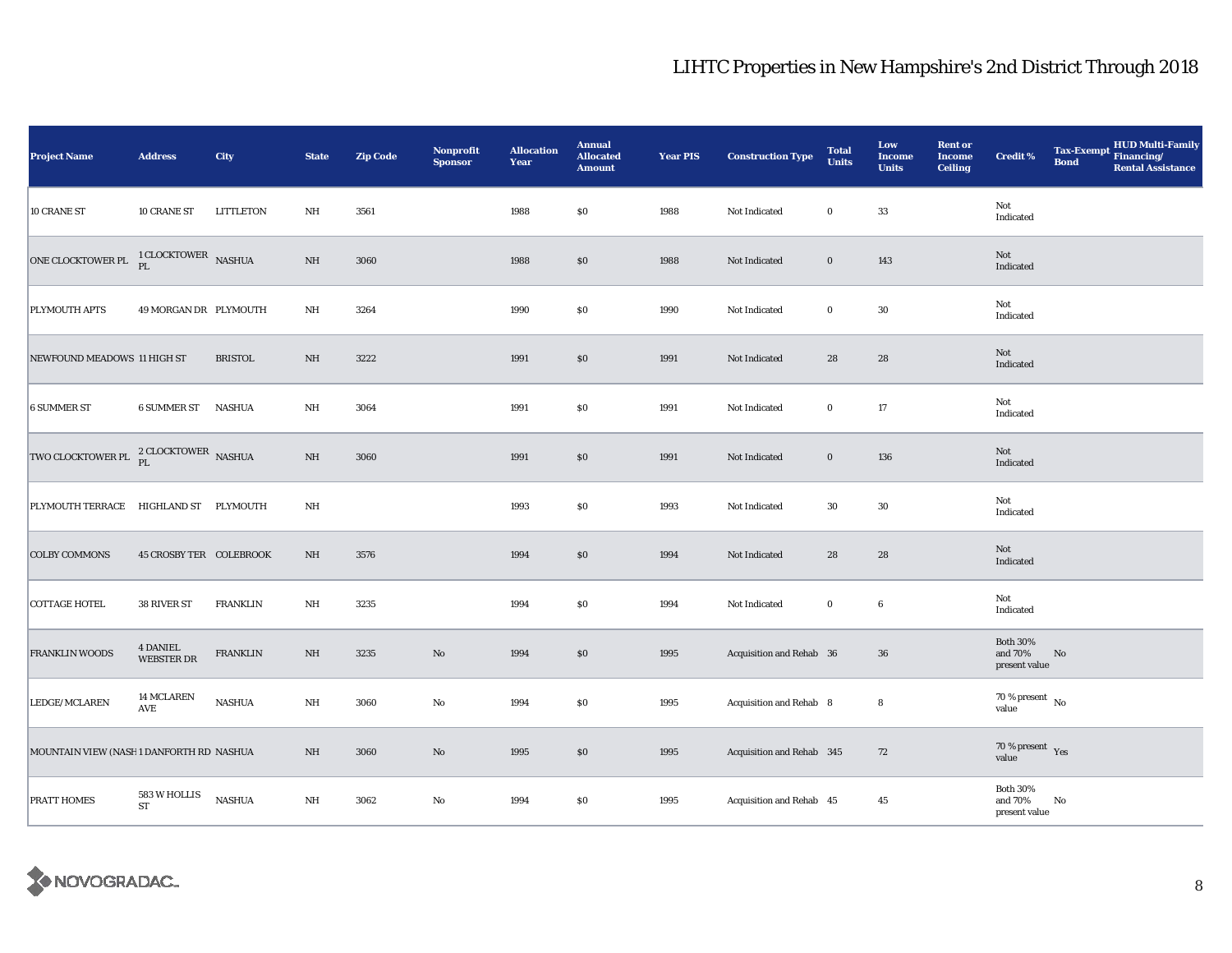# LIHTC Properties in New Hampshire's 2nd District Through 2018

| Project Name | Address | City | State | Zip Code | Nonprofit Sponsor | Allocation Year | Annual Allocated Amount | Year PIS | Construction Type | Total Units | Low Income Units | Rent or Income Ceiling | Credit % | Tax-Exempt Bond | HUD Multi-Family Financing/ Rental Assistance |
|---|---|---|---|---|---|---|---|---|---|---|---|---|---|---|---|
| 10 CRANE ST | 10 CRANE ST | LITTLETON | NH | 3561 | | 1988 | $0 | 1988 | Not Indicated | 0 | 33 | | Not Indicated | | |
| ONE CLOCKTOWER PL | 1 CLOCKTOWER PL | NASHUA | NH | 3060 | | 1988 | $0 | 1988 | Not Indicated | 0 | 143 | | Not Indicated | | |
| PLYMOUTH APTS | 49 MORGAN DR | PLYMOUTH | NH | 3264 | | 1990 | $0 | 1990 | Not Indicated | 0 | 30 | | Not Indicated | | |
| NEWFOUND MEADOWS | 11 HIGH ST | BRISTOL | NH | 3222 | | 1991 | $0 | 1991 | Not Indicated | 28 | 28 | | Not Indicated | | |
| 6 SUMMER ST | 6 SUMMER ST | NASHUA | NH | 3064 | | 1991 | $0 | 1991 | Not Indicated | 0 | 17 | | Not Indicated | | |
| TWO CLOCKTOWER PL | 2 CLOCKTOWER PL | NASHUA | NH | 3060 | | 1991 | $0 | 1991 | Not Indicated | 0 | 136 | | Not Indicated | | |
| PLYMOUTH TERRACE | HIGHLAND ST | PLYMOUTH | NH | | | 1993 | $0 | 1993 | Not Indicated | 30 | 30 | | Not Indicated | | |
| COLBY COMMONS | 45 CROSBY TER | COLEBROOK | NH | 3576 | | 1994 | $0 | 1994 | Not Indicated | 28 | 28 | | Not Indicated | | |
| COTTAGE HOTEL | 38 RIVER ST | FRANKLIN | NH | 3235 | | 1994 | $0 | 1994 | Not Indicated | 0 | 6 | | Not Indicated | | |
| FRANKLIN WOODS | 4 DANIEL WEBSTER DR | FRANKLIN | NH | 3235 | No | 1994 | $0 | 1995 | Acquisition and Rehab | 36 | 36 | | Both 30% and 70% present value | No | |
| LEDGE/MCLAREN | 14 MCLAREN AVE | NASHUA | NH | 3060 | No | 1994 | $0 | 1995 | Acquisition and Rehab | 8 | 8 | | 70 % present value | No | |
| MOUNTAIN VIEW (NASH | 1 DANFORTH RD | NASHUA | NH | 3060 | No | 1995 | $0 | 1995 | Acquisition and Rehab | 345 | 72 | | 70 % present value | Yes | |
| PRATT HOMES | 583 W HOLLIS ST | NASHUA | NH | 3062 | No | 1994 | $0 | 1995 | Acquisition and Rehab | 45 | 45 | | Both 30% and 70% present value | No | |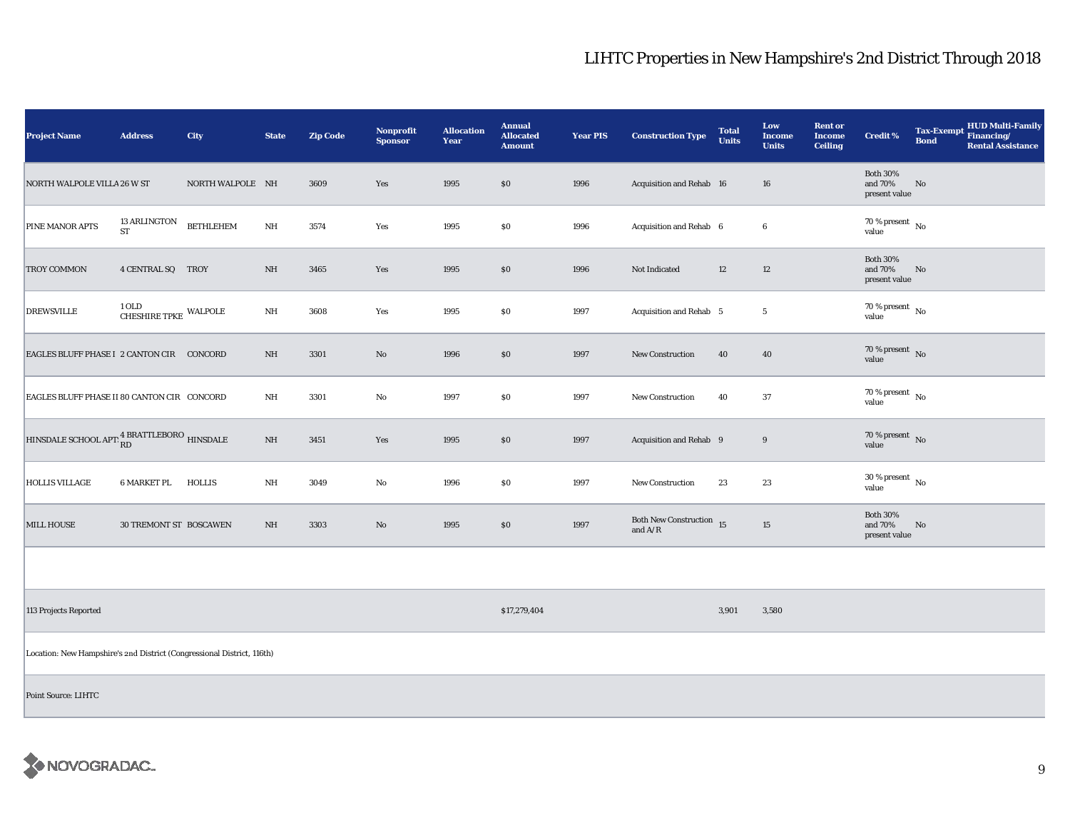# LIHTC Properties in New Hampshire's 2nd District Through 2018

| Project Name | Address | City | State | Zip Code | Nonprofit Sponsor | Allocation Year | Annual Allocated Amount | Year PIS | Construction Type | Total Units | Low Income Units | Rent or Income Ceiling | Credit % | Tax-Exempt Bond | HUD Multi-Family Financing/ Rental Assistance |
|---|---|---|---|---|---|---|---|---|---|---|---|---|---|---|---|
| NORTH WALPOLE VILLA | 26 W ST | NORTH WALPOLE | NH | 3609 | Yes | 1995 | $0 | 1996 | Acquisition and Rehab | 16 | 16 | | Both 30% and 70% present value | No | |
| PINE MANOR APTS | 13 ARLINGTON ST | BETHLEHEM | NH | 3574 | Yes | 1995 | $0 | 1996 | Acquisition and Rehab | 6 | 6 | | 70 % present value | No | |
| TROY COMMON | 4 CENTRAL SQ | TROY | NH | 3465 | Yes | 1995 | $0 | 1996 | Not Indicated | 12 | 12 | | Both 30% and 70% present value | No | |
| DREWSVILLE | 1 OLD CHESHIRE TPKE | WALPOLE | NH | 3608 | Yes | 1995 | $0 | 1997 | Acquisition and Rehab | 5 | 5 | | 70 % present value | No | |
| EAGLES BLUFF PHASE I | 2 CANTON CIR | CONCORD | NH | 3301 | No | 1996 | $0 | 1997 | New Construction | 40 | 40 | | 70 % present value | No | |
| EAGLES BLUFF PHASE II | 80 CANTON CIR | CONCORD | NH | 3301 | No | 1997 | $0 | 1997 | New Construction | 40 | 37 | | 70 % present value | No | |
| HINSDALE SCHOOL APTS | 4 BRATTLEBORO RD | HINSDALE | NH | 3451 | Yes | 1995 | $0 | 1997 | Acquisition and Rehab | 9 | 9 | | 70 % present value | No | |
| HOLLIS VILLAGE | 6 MARKET PL | HOLLIS | NH | 3049 | No | 1996 | $0 | 1997 | New Construction | 23 | 23 | | 30 % present value | No | |
| MILL HOUSE | 30 TREMONT ST | BOSCAWEN | NH | 3303 | No | 1995 | $0 | 1997 | Both New Construction and A/R | 15 | 15 | | Both 30% and 70% present value | No | |
| | | | | | | | | | | | | | | | |
| 113 Projects Reported | | | | | | | $17,279,404 | | | 3,901 | 3,580 | | | | |

Location: New Hampshire's 2nd District (Congressional District, 116th)

Point Source: LIHTC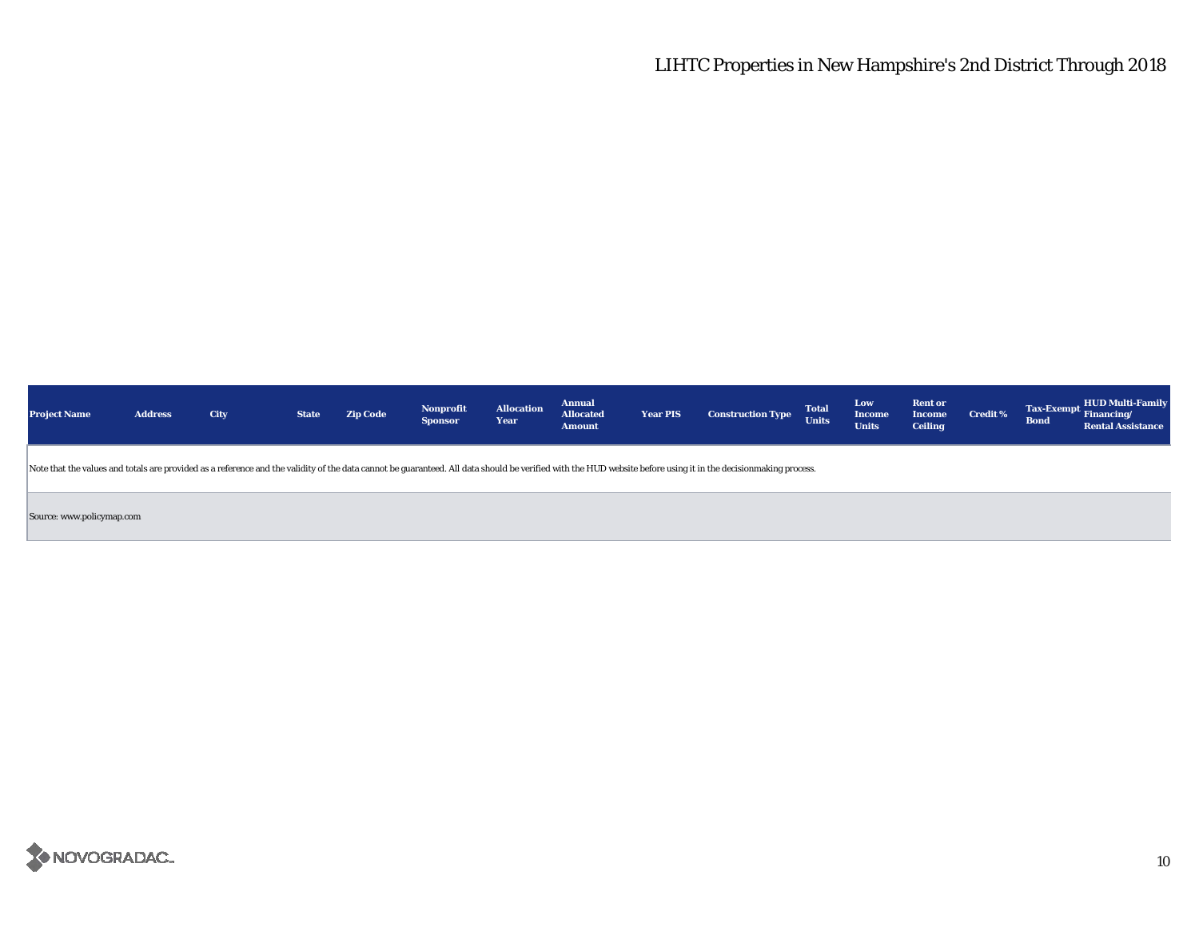# LIHTC Properties in New Hampshire's 2nd District Through 2018

| Project Name | Address | City | State | Zip Code | Nonprofit Sponsor | Allocation Year | Annual Allocated Amount | Year PIS | Construction Type | Total Units | Low Income Units | Rent or Income Ceiling | Credit % | Tax-Exempt Bond | HUD Multi-Family Financing/ Rental Assistance |
|---|---|---|---|---|---|---|---|---|---|---|---|---|---|---|---|

Note that the values and totals are provided as a reference and the validity of the data cannot be guaranteed. All data should be verified with the HUD website before using it in the decisionmaking process.

Source: www.policymap.com